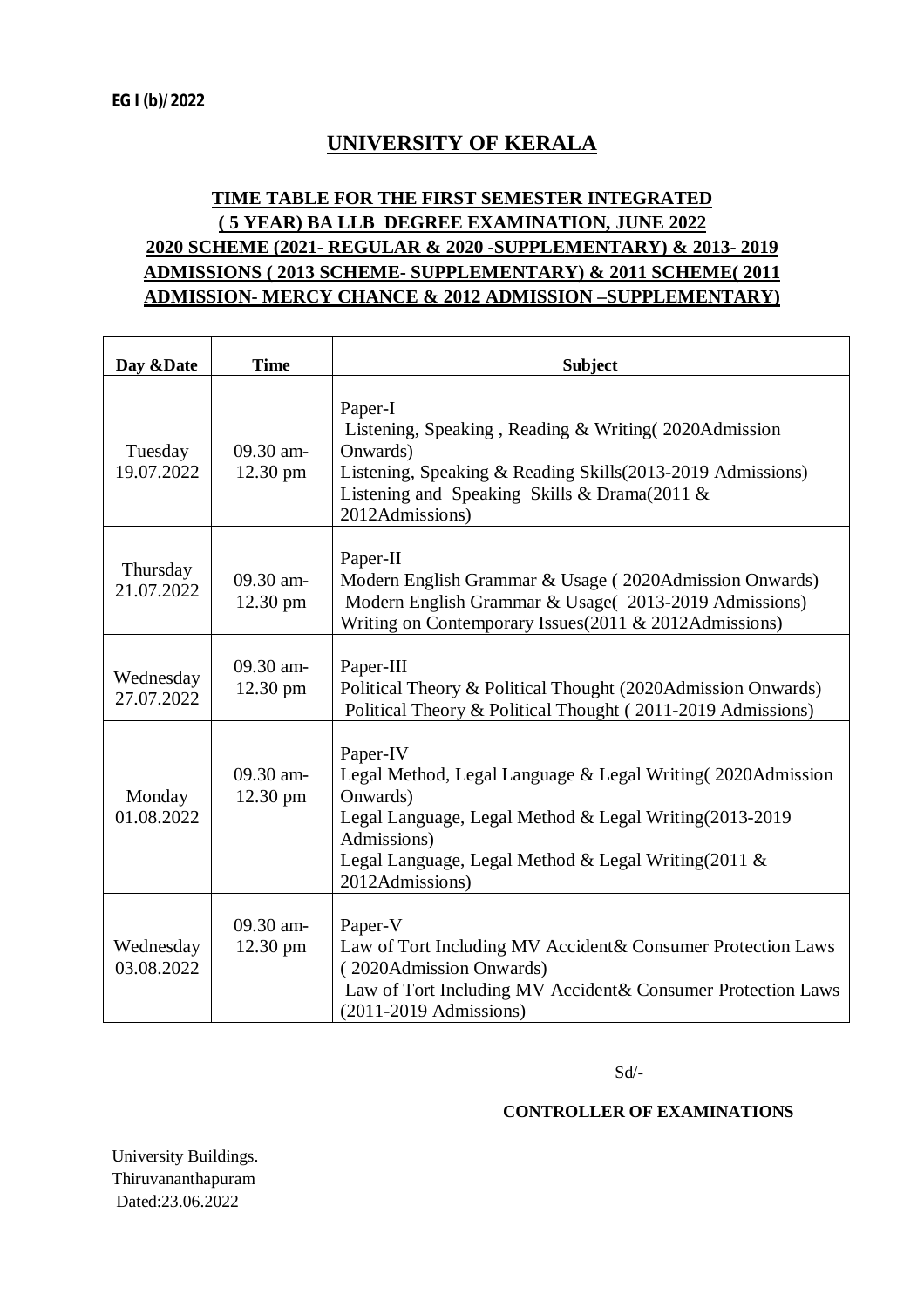**EG I (b)/2022**

# UNIVERSITY OF KERALA

## TIME TABLE FOR THE FIRST SEMESTER INTEGRATED ( 5 YEAR) BA LLB DEGREE EXAMINATION, JUNE 2022 2020 SCHEME (2021- REGULAR & 2020 -SUPPLEMENTARY) & 2013- 2019 ADMISSIONS ( 2013 SCHEME- SUPPLEMENTARY) & 2011 SCHEME( 2011 ADMISSION- MERCY CHANCE & 2012 ADMISSION –SUPPLEMENTARY)

| Day &Date | Time | Subject |
|---|---|---|
| Tuesday 19.07.2022 | 09.30 am- 12.30 pm | Paper-I<br>Listening, Speaking , Reading & Writing( 2020Admission Onwards)<br>Listening, Speaking & Reading Skills(2013-2019 Admissions)<br>Listening and Speaking Skills & Drama(2011 & 2012Admissions) |
| Thursday 21.07.2022 | 09.30 am- 12.30 pm | Paper-II<br>Modern English Grammar & Usage ( 2020Admission Onwards)<br>Modern English Grammar & Usage( 2013-2019 Admissions)<br>Writing on Contemporary Issues(2011 & 2012Admissions) |
| Wednesday 27.07.2022 | 09.30 am- 12.30 pm | Paper-III<br>Political Theory & Political Thought (2020Admission Onwards)<br>Political Theory & Political Thought ( 2011-2019 Admissions) |
| Monday 01.08.2022 | 09.30 am- 12.30 pm | Paper-IV<br>Legal Method, Legal Language & Legal Writing( 2020Admission Onwards)<br>Legal Language, Legal Method & Legal Writing(2013-2019 Admissions)<br>Legal Language, Legal Method & Legal Writing(2011 & 2012Admissions) |
| Wednesday 03.08.2022 | 09.30 am- 12.30 pm | Paper-V<br>Law of Tort Including MV Accident& Consumer Protection Laws ( 2020Admission Onwards)<br>Law of Tort Including MV Accident& Consumer Protection Laws (2011-2019 Admissions) |

Sd/-

**CONTROLLER OF EXAMINATIONS**

University Buildings.
Thiruvananthapuram
Dated:23.06.2022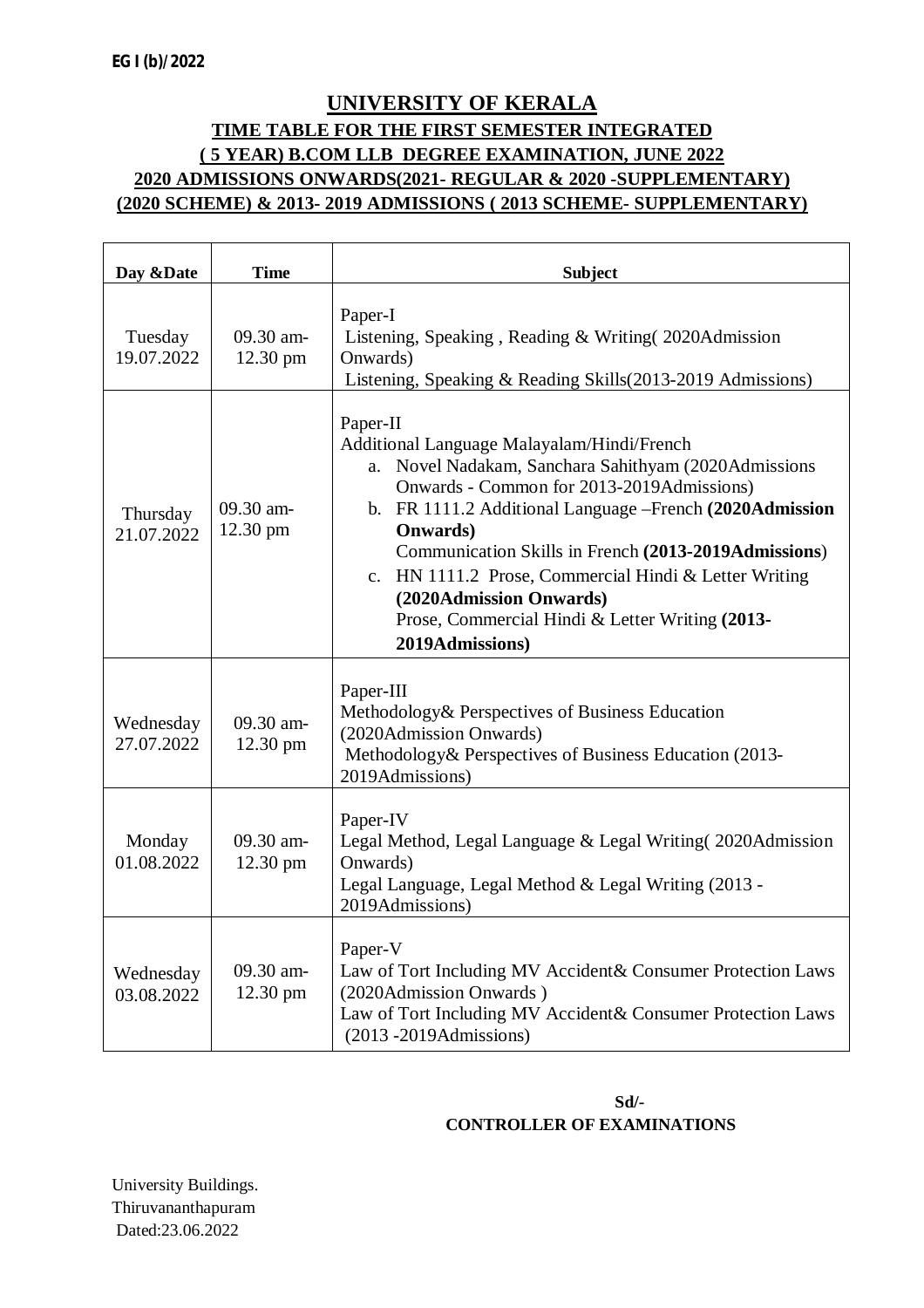**EG I (b)/2022**

# UNIVERSITY OF KERALA

## TIME TABLE FOR THE FIRST SEMESTER INTEGRATED ( 5 YEAR) B.COM LLB DEGREE EXAMINATION, JUNE 2022 2020 ADMISSIONS ONWARDS(2021- REGULAR & 2020 -SUPPLEMENTARY) (2020 SCHEME) & 2013- 2019 ADMISSIONS ( 2013 SCHEME- SUPPLEMENTARY)

| Day &Date | Time | Subject |
|---|---|---|
| Tuesday 19.07.2022 | 09.30 am- 12.30 pm | Paper-I<br>Listening, Speaking , Reading & Writing( 2020Admission Onwards)<br>Listening, Speaking & Reading Skills(2013-2019 Admissions) |
| Thursday 21.07.2022 | 09.30 am- 12.30 pm | Paper-II<br>Additional Language Malayalam/Hindi/French<br>a. Novel Nadakam, Sanchara Sahithyam (2020Admissions Onwards - Common for 2013-2019Admissions)<br>b. FR 1111.2 Additional Language –French **(2020Admission Onwards)**<br>Communication Skills in French **(2013-2019Admissions**)<br>c. HN 1111.2 Prose, Commercial Hindi & Letter Writing **(2020Admission Onwards)**<br>Prose, Commercial Hindi & Letter Writing **(2013-2019Admissions)** |
| Wednesday 27.07.2022 | 09.30 am- 12.30 pm | Paper-III<br>Methodology& Perspectives of Business Education (2020Admission Onwards)<br>Methodology& Perspectives of Business Education (2013-2019Admissions) |
| Monday 01.08.2022 | 09.30 am- 12.30 pm | Paper-IV<br>Legal Method, Legal Language & Legal Writing( 2020Admission Onwards)<br>Legal Language, Legal Method & Legal Writing (2013 -2019Admissions) |
| Wednesday 03.08.2022 | 09.30 am- 12.30 pm | Paper-V<br>Law of Tort Including MV Accident& Consumer Protection Laws (2020Admission Onwards )<br>Law of Tort Including MV Accident& Consumer Protection Laws (2013 -2019Admissions) |

**Sd/-**
**CONTROLLER OF EXAMINATIONS**

University Buildings.
Thiruvananthapuram
Dated:23.06.2022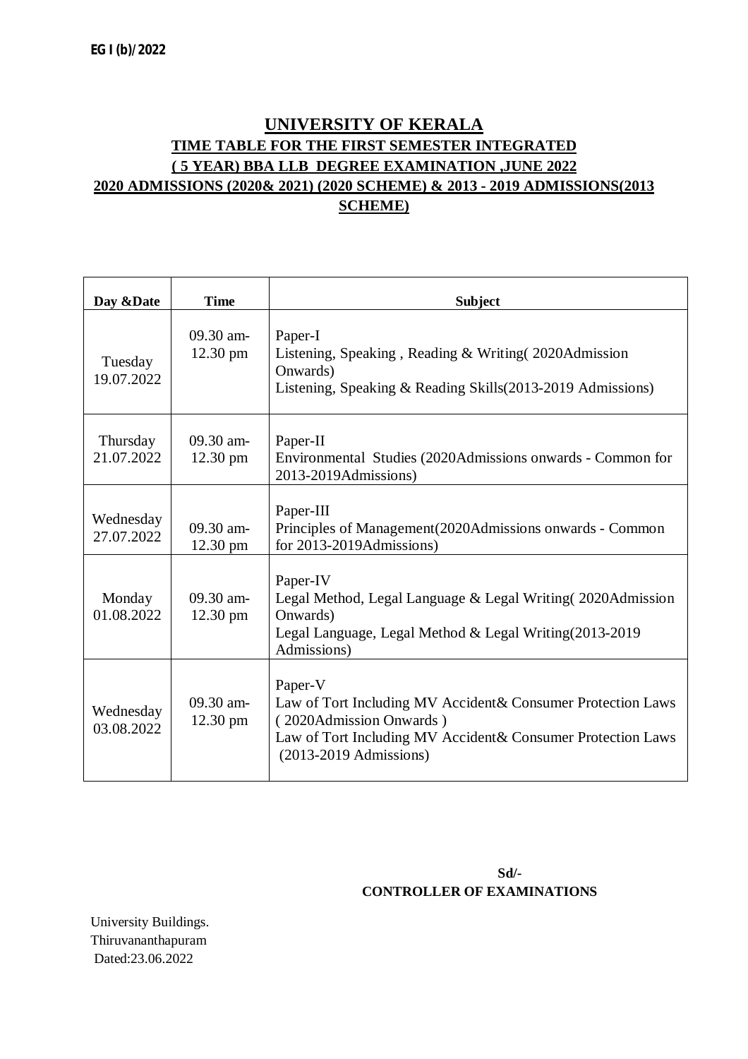**EG I (b)/2022**

# UNIVERSITY OF KERALA

## TIME TABLE FOR THE FIRST SEMESTER INTEGRATED ( 5 YEAR) BBA LLB DEGREE EXAMINATION ,JUNE 2022

## 2020 ADMISSIONS (2020& 2021) (2020 SCHEME) & 2013 - 2019 ADMISSIONS(2013 SCHEME)

| Day &Date | Time | Subject |
|---|---|---|
| Tuesday 19.07.2022 | 09.30 am- 12.30 pm | Paper-I<br>Listening, Speaking , Reading & Writing( 2020Admission Onwards)<br>Listening, Speaking & Reading Skills(2013-2019 Admissions) |
| Thursday 21.07.2022 | 09.30 am- 12.30 pm | Paper-II<br>Environmental Studies (2020Admissions onwards - Common for 2013-2019Admissions) |
| Wednesday 27.07.2022 | 09.30 am- 12.30 pm | Paper-III<br>Principles of Management(2020Admissions onwards - Common for 2013-2019Admissions) |
| Monday 01.08.2022 | 09.30 am- 12.30 pm | Paper-IV<br>Legal Method, Legal Language & Legal Writing( 2020Admission Onwards)<br>Legal Language, Legal Method & Legal Writing(2013-2019 Admissions) |
| Wednesday 03.08.2022 | 09.30 am- 12.30 pm | Paper-V<br>Law of Tort Including MV Accident& Consumer Protection Laws ( 2020Admission Onwards )<br>Law of Tort Including MV Accident& Consumer Protection Laws (2013-2019 Admissions) |

**Sd/-**
**CONTROLLER OF EXAMINATIONS**

University Buildings.
Thiruvananthapuram
Dated:23.06.2022